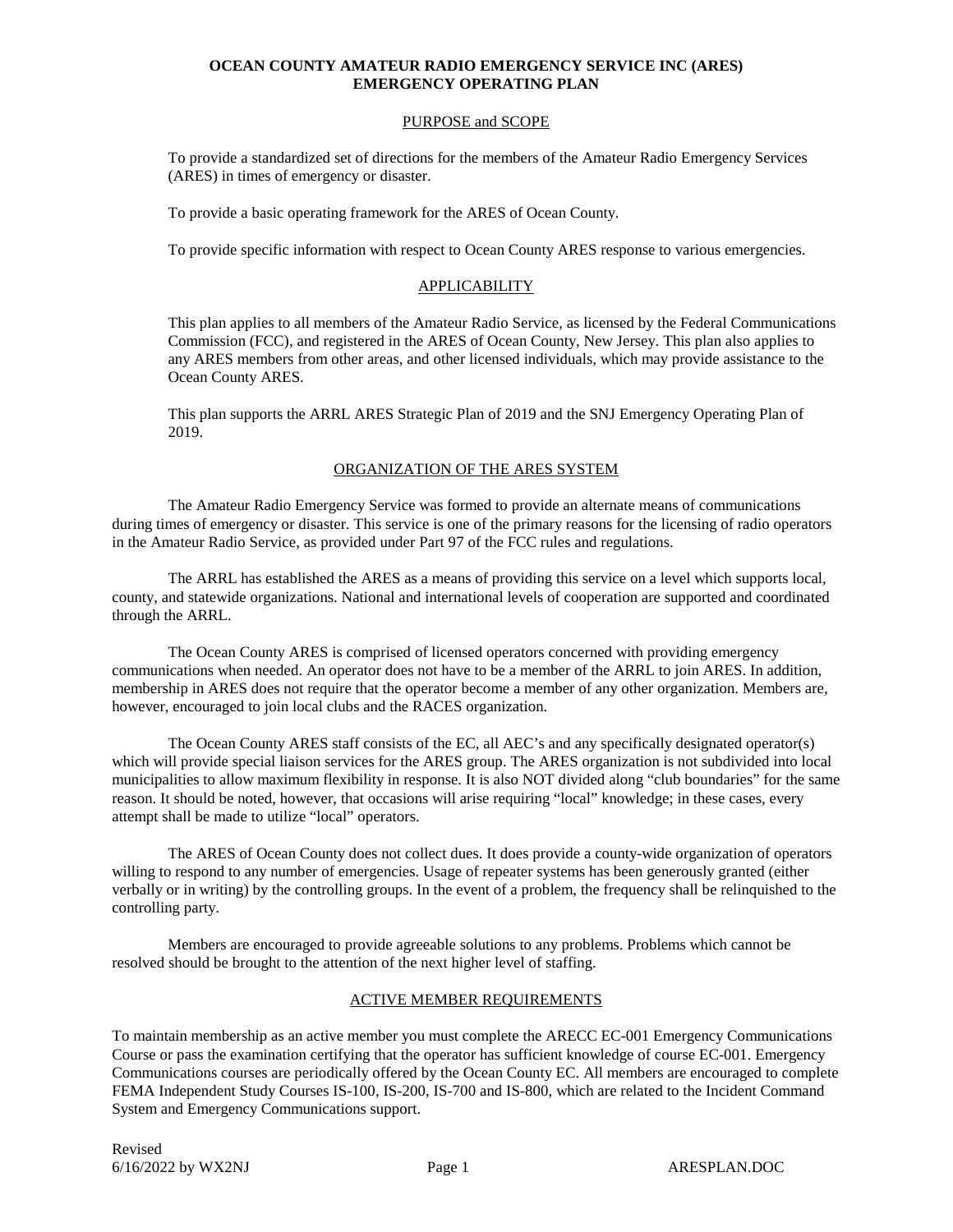# OCEAN COUNTY AMATEUR RADIO EMERGENCY SERVICE INC (ARES)
# EMERGENCY OPERATING PLAN

## PURPOSE and SCOPE

To provide a standardized set of directions for the members of the Amateur Radio Emergency Services (ARES) in times of emergency or disaster.

To provide a basic operating framework for the ARES of Ocean County.

To provide specific information with respect to Ocean County ARES response to various emergencies.

## APPLICABILITY

This plan applies to all members of the Amateur Radio Service, as licensed by the Federal Communications Commission (FCC), and registered in the ARES of Ocean County, New Jersey. This plan also applies to any ARES members from other areas, and other licensed individuals, which may provide assistance to the Ocean County ARES.

This plan supports the ARRL ARES Strategic Plan of 2019 and the SNJ Emergency Operating Plan of 2019.

## ORGANIZATION OF THE ARES SYSTEM

The Amateur Radio Emergency Service was formed to provide an alternate means of communications during times of emergency or disaster. This service is one of the primary reasons for the licensing of radio operators in the Amateur Radio Service, as provided under Part 97 of the FCC rules and regulations.

The ARRL has established the ARES as a means of providing this service on a level which supports local, county, and statewide organizations. National and international levels of cooperation are supported and coordinated through the ARRL.

The Ocean County ARES is comprised of licensed operators concerned with providing emergency communications when needed. An operator does not have to be a member of the ARRL to join ARES. In addition, membership in ARES does not require that the operator become a member of any other organization. Members are, however, encouraged to join local clubs and the RACES organization.

The Ocean County ARES staff consists of the EC, all AEC's and any specifically designated operator(s) which will provide special liaison services for the ARES group. The ARES organization is not subdivided into local municipalities to allow maximum flexibility in response. It is also NOT divided along "club boundaries" for the same reason. It should be noted, however, that occasions will arise requiring "local" knowledge; in these cases, every attempt shall be made to utilize "local" operators.

The ARES of Ocean County does not collect dues. It does provide a county-wide organization of operators willing to respond to any number of emergencies. Usage of repeater systems has been generously granted (either verbally or in writing) by the controlling groups. In the event of a problem, the frequency shall be relinquished to the controlling party.

Members are encouraged to provide agreeable solutions to any problems. Problems which cannot be resolved should be brought to the attention of the next higher level of staffing.

## ACTIVE MEMBER REQUIREMENTS

To maintain membership as an active member you must complete the ARECC EC-001 Emergency Communications Course or pass the examination certifying that the operator has sufficient knowledge of course EC-001. Emergency Communications courses are periodically offered by the Ocean County EC. All members are encouraged to complete FEMA Independent Study Courses IS-100, IS-200, IS-700 and IS-800, which are related to the Incident Command System and Emergency Communications support.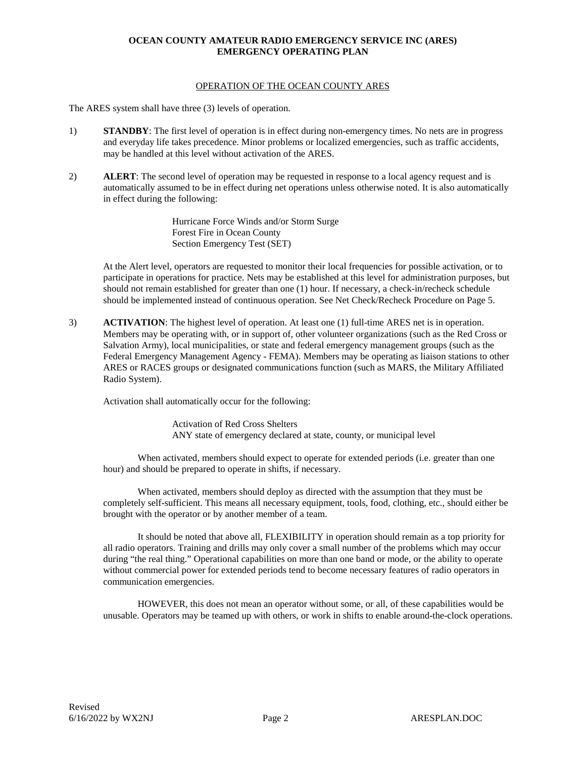# OCEAN COUNTY AMATEUR RADIO EMERGENCY SERVICE INC (ARES)
# EMERGENCY OPERATING PLAN

## OPERATION OF THE OCEAN COUNTY ARES

The ARES system shall have three (3) levels of operation.

1) **STANDBY**: The first level of operation is in effect during non-emergency times. No nets are in progress and everyday life takes precedence. Minor problems or localized emergencies, such as traffic accidents, may be handled at this level without activation of the ARES.

2) **ALERT**: The second level of operation may be requested in response to a local agency request and is automatically assumed to be in effect during net operations unless otherwise noted. It is also automatically in effect during the following:

   Hurricane Force Winds and/or Storm Surge
   Forest Fire in Ocean County
   Section Emergency Test (SET)

   At the Alert level, operators are requested to monitor their local frequencies for possible activation, or to participate in operations for practice. Nets may be established at this level for administration purposes, but should not remain established for greater than one (1) hour. If necessary, a check-in/recheck schedule should be implemented instead of continuous operation. See Net Check/Recheck Procedure on Page 5.

3) **ACTIVATION**: The highest level of operation. At least one (1) full-time ARES net is in operation. Members may be operating with, or in support of, other volunteer organizations (such as the Red Cross or Salvation Army), local municipalities, or state and federal emergency management groups (such as the Federal Emergency Management Agency - FEMA). Members may be operating as liaison stations to other ARES or RACES groups or designated communications function (such as MARS, the Military Affiliated Radio System).

   Activation shall automatically occur for the following:

   Activation of Red Cross Shelters
   ANY state of emergency declared at state, county, or municipal level

   When activated, members should expect to operate for extended periods (i.e. greater than one hour) and should be prepared to operate in shifts, if necessary.

   When activated, members should deploy as directed with the assumption that they must be completely self-sufficient. This means all necessary equipment, tools, food, clothing, etc., should either be brought with the operator or by another member of a team.

   It should be noted that above all, FLEXIBILITY in operation should remain as a top priority for all radio operators. Training and drills may only cover a small number of the problems which may occur during "the real thing." Operational capabilities on more than one band or mode, or the ability to operate without commercial power for extended periods tend to become necessary features of radio operators in communication emergencies.

   HOWEVER, this does not mean an operator without some, or all, of these capabilities would be unusable. Operators may be teamed up with others, or work in shifts to enable around-the-clock operations.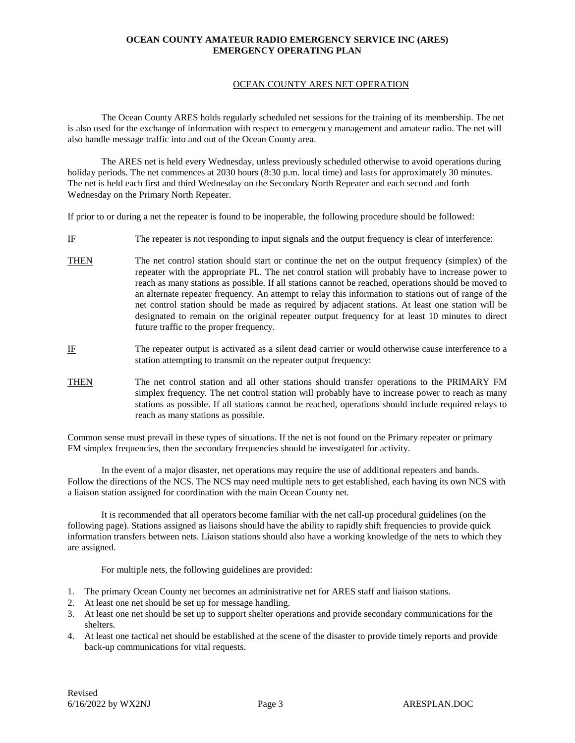**OCEAN COUNTY AMATEUR RADIO EMERGENCY SERVICE INC (ARES)**
**EMERGENCY OPERATING PLAN**

## OCEAN COUNTY ARES NET OPERATION

The Ocean County ARES holds regularly scheduled net sessions for the training of its membership. The net is also used for the exchange of information with respect to emergency management and amateur radio. The net will also handle message traffic into and out of the Ocean County area.

The ARES net is held every Wednesday, unless previously scheduled otherwise to avoid operations during holiday periods. The net commences at 2030 hours (8:30 p.m. local time) and lasts for approximately 30 minutes. The net is held each first and third Wednesday on the Secondary North Repeater and each second and forth Wednesday on the Primary North Repeater.

If prior to or during a net the repeater is found to be inoperable, the following procedure should be followed:

IF — The repeater is not responding to input signals and the output frequency is clear of interference:

THEN — The net control station should start or continue the net on the output frequency (simplex) of the repeater with the appropriate PL. The net control station will probably have to increase power to reach as many stations as possible. If all stations cannot be reached, operations should be moved to an alternate repeater frequency. An attempt to relay this information to stations out of range of the net control station should be made as required by adjacent stations. At least one station will be designated to remain on the original repeater output frequency for at least 10 minutes to direct future traffic to the proper frequency.

IF — The repeater output is activated as a silent dead carrier or would otherwise cause interference to a station attempting to transmit on the repeater output frequency:

THEN — The net control station and all other stations should transfer operations to the PRIMARY FM simplex frequency. The net control station will probably have to increase power to reach as many stations as possible. If all stations cannot be reached, operations should include required relays to reach as many stations as possible.

Common sense must prevail in these types of situations. If the net is not found on the Primary repeater or primary FM simplex frequencies, then the secondary frequencies should be investigated for activity.

In the event of a major disaster, net operations may require the use of additional repeaters and bands. Follow the directions of the NCS. The NCS may need multiple nets to get established, each having its own NCS with a liaison station assigned for coordination with the main Ocean County net.

It is recommended that all operators become familiar with the net call-up procedural guidelines (on the following page). Stations assigned as liaisons should have the ability to rapidly shift frequencies to provide quick information transfers between nets. Liaison stations should also have a working knowledge of the nets to which they are assigned.

For multiple nets, the following guidelines are provided:

1. The primary Ocean County net becomes an administrative net for ARES staff and liaison stations.
2. At least one net should be set up for message handling.
3. At least one net should be set up to support shelter operations and provide secondary communications for the shelters.
4. At least one tactical net should be established at the scene of the disaster to provide timely reports and provide back-up communications for vital requests.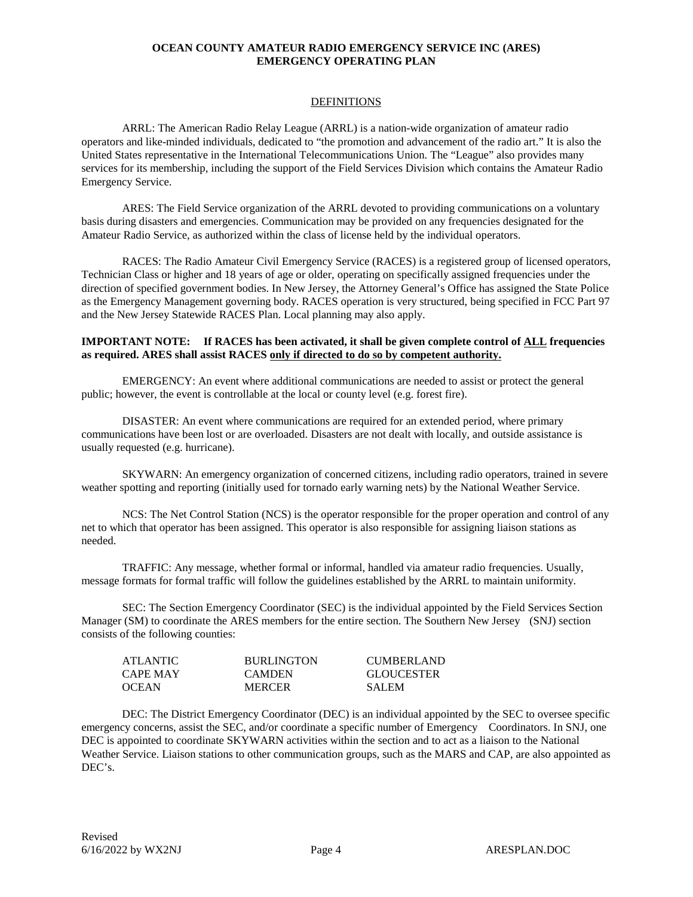## DEFINITIONS

ARRL: The American Radio Relay League (ARRL) is a nation-wide organization of amateur radio operators and like-minded individuals, dedicated to "the promotion and advancement of the radio art." It is also the United States representative in the International Telecommunications Union. The "League" also provides many services for its membership, including the support of the Field Services Division which contains the Amateur Radio Emergency Service.

ARES: The Field Service organization of the ARRL devoted to providing communications on a voluntary basis during disasters and emergencies. Communication may be provided on any frequencies designated for the Amateur Radio Service, as authorized within the class of license held by the individual operators.

RACES: The Radio Amateur Civil Emergency Service (RACES) is a registered group of licensed operators, Technician Class or higher and 18 years of age or older, operating on specifically assigned frequencies under the direction of specified government bodies. In New Jersey, the Attorney General's Office has assigned the State Police as the Emergency Management governing body. RACES operation is very structured, being specified in FCC Part 97 and the New Jersey Statewide RACES Plan. Local planning may also apply.

**IMPORTANT NOTE: If RACES has been activated, it shall be given complete control of <u>ALL</u> frequencies as required. ARES shall assist RACES <u>only if directed to do so by competent authority.</u>**

EMERGENCY: An event where additional communications are needed to assist or protect the general public; however, the event is controllable at the local or county level (e.g. forest fire).

DISASTER: An event where communications are required for an extended period, where primary communications have been lost or are overloaded. Disasters are not dealt with locally, and outside assistance is usually requested (e.g. hurricane).

SKYWARN: An emergency organization of concerned citizens, including radio operators, trained in severe weather spotting and reporting (initially used for tornado early warning nets) by the National Weather Service.

NCS: The Net Control Station (NCS) is the operator responsible for the proper operation and control of any net to which that operator has been assigned. This operator is also responsible for assigning liaison stations as needed.

TRAFFIC: Any message, whether formal or informal, handled via amateur radio frequencies. Usually, message formats for formal traffic will follow the guidelines established by the ARRL to maintain uniformity.

SEC: The Section Emergency Coordinator (SEC) is the individual appointed by the Field Services Section Manager (SM) to coordinate the ARES members for the entire section. The Southern New Jersey (SNJ) section consists of the following counties:

| | | |
|---|---|---|
| ATLANTIC | BURLINGTON | CUMBERLAND |
| CAPE MAY | CAMDEN | GLOUCESTER |
| OCEAN | MERCER | SALEM |

DEC: The District Emergency Coordinator (DEC) is an individual appointed by the SEC to oversee specific emergency concerns, assist the SEC, and/or coordinate a specific number of Emergency Coordinators. In SNJ, one DEC is appointed to coordinate SKYWARN activities within the section and to act as a liaison to the National Weather Service. Liaison stations to other communication groups, such as the MARS and CAP, are also appointed as DEC's.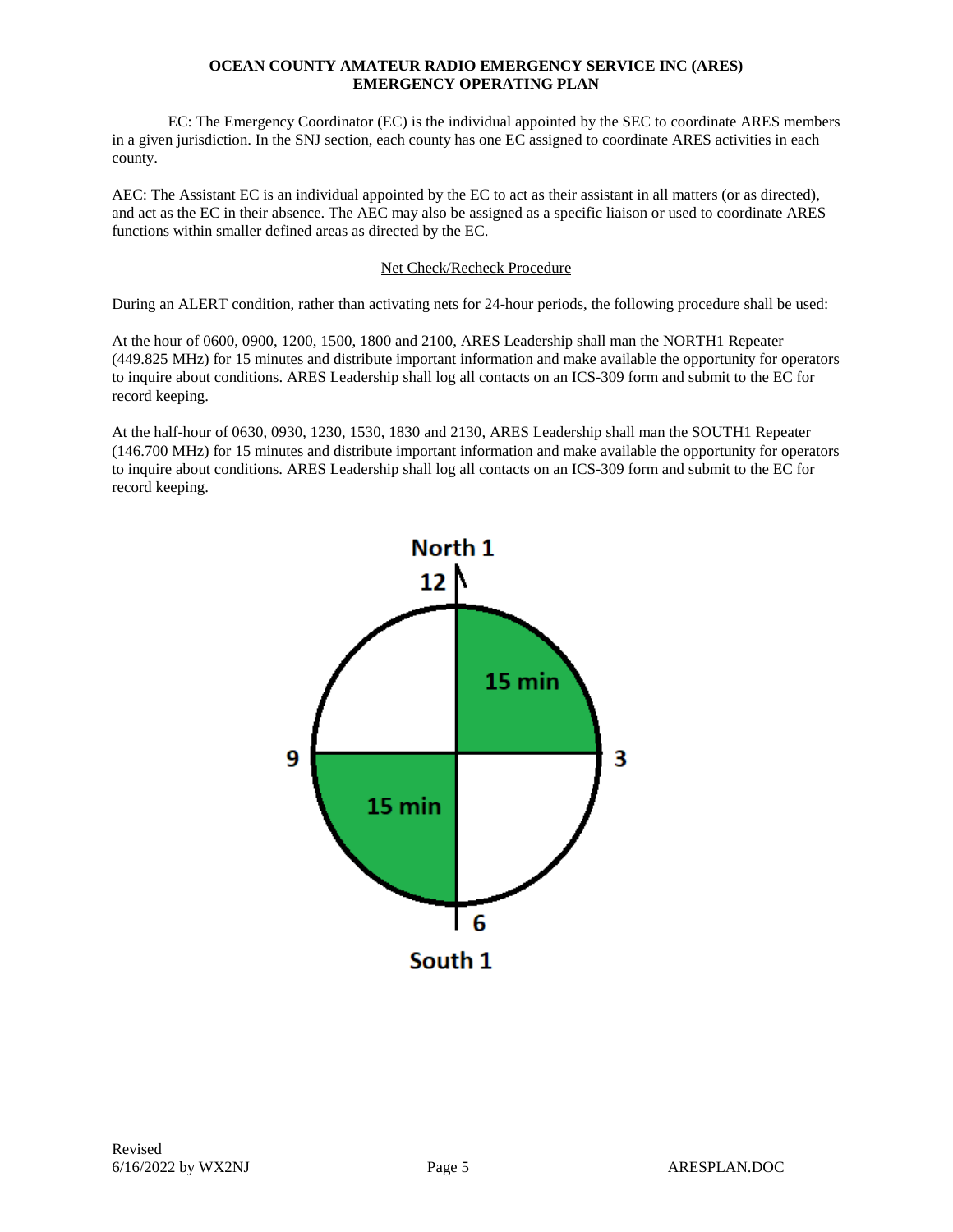EC: The Emergency Coordinator (EC) is the individual appointed by the SEC to coordinate ARES members in a given jurisdiction. In the SNJ section, each county has one EC assigned to coordinate ARES activities in each county.

AEC: The Assistant EC is an individual appointed by the EC to act as their assistant in all matters (or as directed), and act as the EC in their absence. The AEC may also be assigned as a specific liaison or used to coordinate ARES functions within smaller defined areas as directed by the EC.

<u>Net Check/Recheck Procedure</u>

During an ALERT condition, rather than activating nets for 24-hour periods, the following procedure shall be used:

At the hour of 0600, 0900, 1200, 1500, 1800 and 2100, ARES Leadership shall man the NORTH1 Repeater (449.825 MHz) for 15 minutes and distribute important information and make available the opportunity for operators to inquire about conditions. ARES Leadership shall log all contacts on an ICS-309 form and submit to the EC for record keeping.

At the half-hour of 0630, 0930, 1230, 1530, 1830 and 2130, ARES Leadership shall man the SOUTH1 Repeater (146.700 MHz) for 15 minutes and distribute important information and make available the opportunity for operators to inquire about conditions. ARES Leadership shall log all contacts on an ICS-309 form and submit to the EC for record keeping.

North 1

12

15 min

9 3

15 min

6

South 1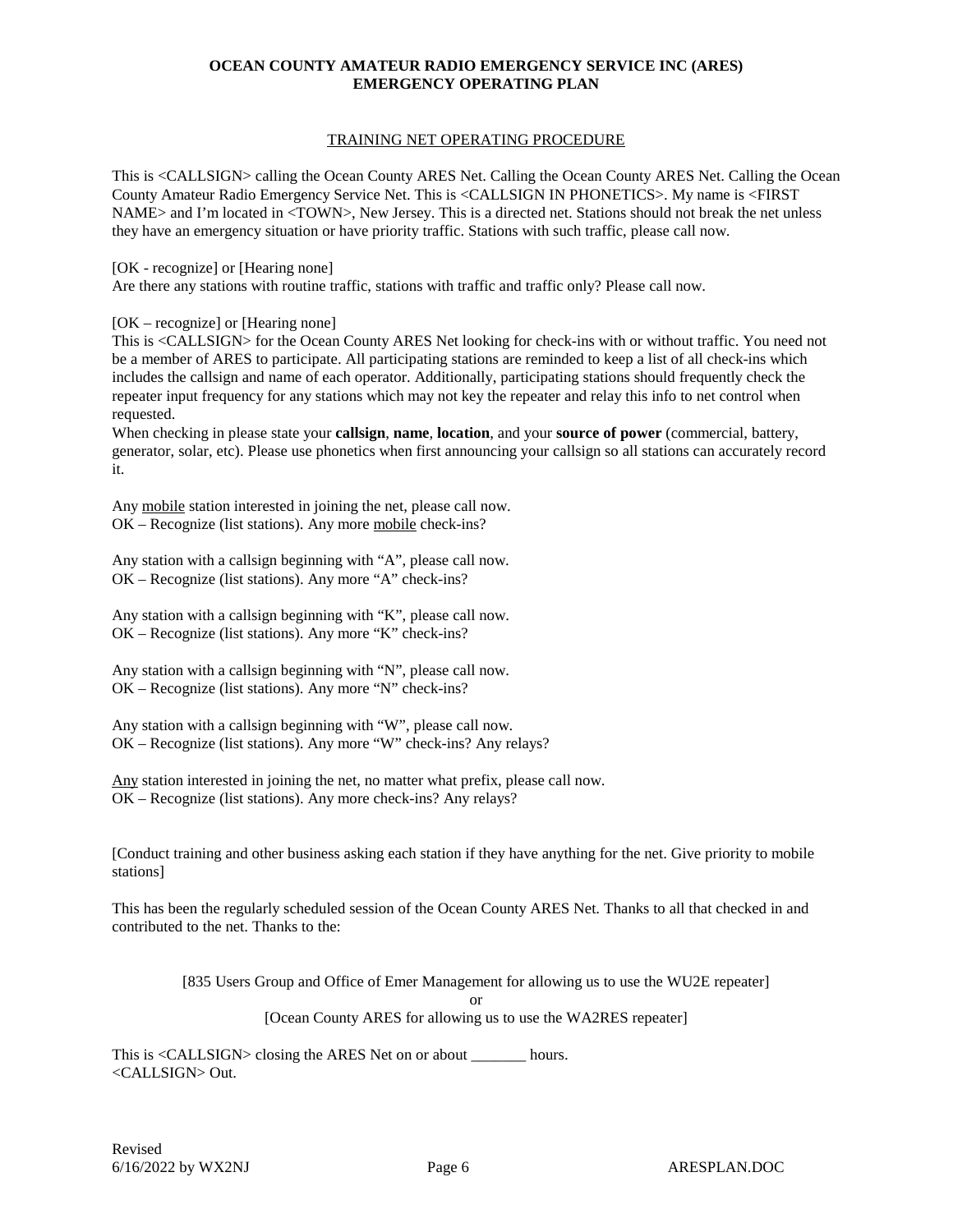## TRAINING NET OPERATING PROCEDURE

This is <CALLSIGN> calling the Ocean County ARES Net. Calling the Ocean County ARES Net. Calling the Ocean County Amateur Radio Emergency Service Net. This is <CALLSIGN IN PHONETICS>. My name is <FIRST NAME> and I'm located in <TOWN>, New Jersey. This is a directed net. Stations should not break the net unless they have an emergency situation or have priority traffic. Stations with such traffic, please call now.

[OK - recognize] or [Hearing none]
Are there any stations with routine traffic, stations with traffic and traffic only? Please call now.

[OK – recognize] or [Hearing none]
This is <CALLSIGN> for the Ocean County ARES Net looking for check-ins with or without traffic. You need not be a member of ARES to participate. All participating stations are reminded to keep a list of all check-ins which includes the callsign and name of each operator. Additionally, participating stations should frequently check the repeater input frequency for any stations which may not key the repeater and relay this info to net control when requested.
When checking in please state your **callsign**, **name**, **location**, and your **source of power** (commercial, battery, generator, solar, etc). Please use phonetics when first announcing your callsign so all stations can accurately record it.

Any mobile station interested in joining the net, please call now.
OK – Recognize (list stations). Any more mobile check-ins?

Any station with a callsign beginning with "A", please call now.
OK – Recognize (list stations). Any more "A" check-ins?

Any station with a callsign beginning with "K", please call now.
OK – Recognize (list stations). Any more "K" check-ins?

Any station with a callsign beginning with "N", please call now.
OK – Recognize (list stations). Any more "N" check-ins?

Any station with a callsign beginning with "W", please call now.
OK – Recognize (list stations). Any more "W" check-ins? Any relays?

Any station interested in joining the net, no matter what prefix, please call now.
OK – Recognize (list stations). Any more check-ins? Any relays?

[Conduct training and other business asking each station if they have anything for the net. Give priority to mobile stations]

This has been the regularly scheduled session of the Ocean County ARES Net. Thanks to all that checked in and contributed to the net. Thanks to the:

[835 Users Group and Office of Emer Management for allowing us to use the WU2E repeater]
or
[Ocean County ARES for allowing us to use the WA2RES repeater]

This is <CALLSIGN> closing the ARES Net on or about _______ hours.
<CALLSIGN> Out.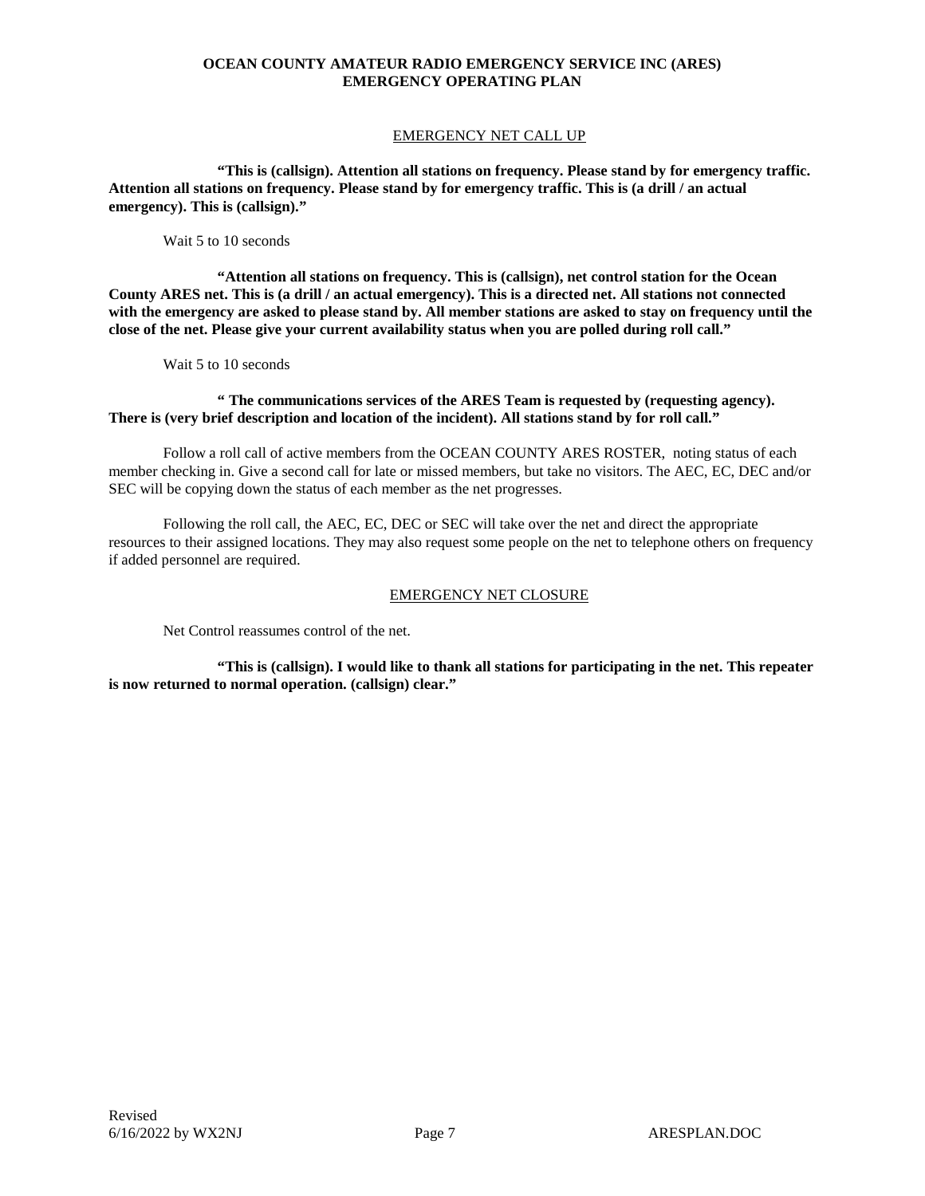## EMERGENCY NET CALL UP

**"This is (callsign). Attention all stations on frequency. Please stand by for emergency traffic. Attention all stations on frequency. Please stand by for emergency traffic. This is (a drill / an actual emergency). This is (callsign)."**

Wait 5 to 10 seconds

**"Attention all stations on frequency. This is (callsign), net control station for the Ocean County ARES net. This is (a drill / an actual emergency). This is a directed net. All stations not connected with the emergency are asked to please stand by. All member stations are asked to stay on frequency until the close of the net. Please give your current availability status when you are polled during roll call."**

Wait 5 to 10 seconds

**" The communications services of the ARES Team is requested by (requesting agency). There is (very brief description and location of the incident). All stations stand by for roll call."**

Follow a roll call of active members from the OCEAN COUNTY ARES ROSTER, noting status of each member checking in. Give a second call for late or missed members, but take no visitors. The AEC, EC, DEC and/or SEC will be copying down the status of each member as the net progresses.

Following the roll call, the AEC, EC, DEC or SEC will take over the net and direct the appropriate resources to their assigned locations. They may also request some people on the net to telephone others on frequency if added personnel are required.

## EMERGENCY NET CLOSURE

Net Control reassumes control of the net.

**"This is (callsign). I would like to thank all stations for participating in the net. This repeater is now returned to normal operation. (callsign) clear."**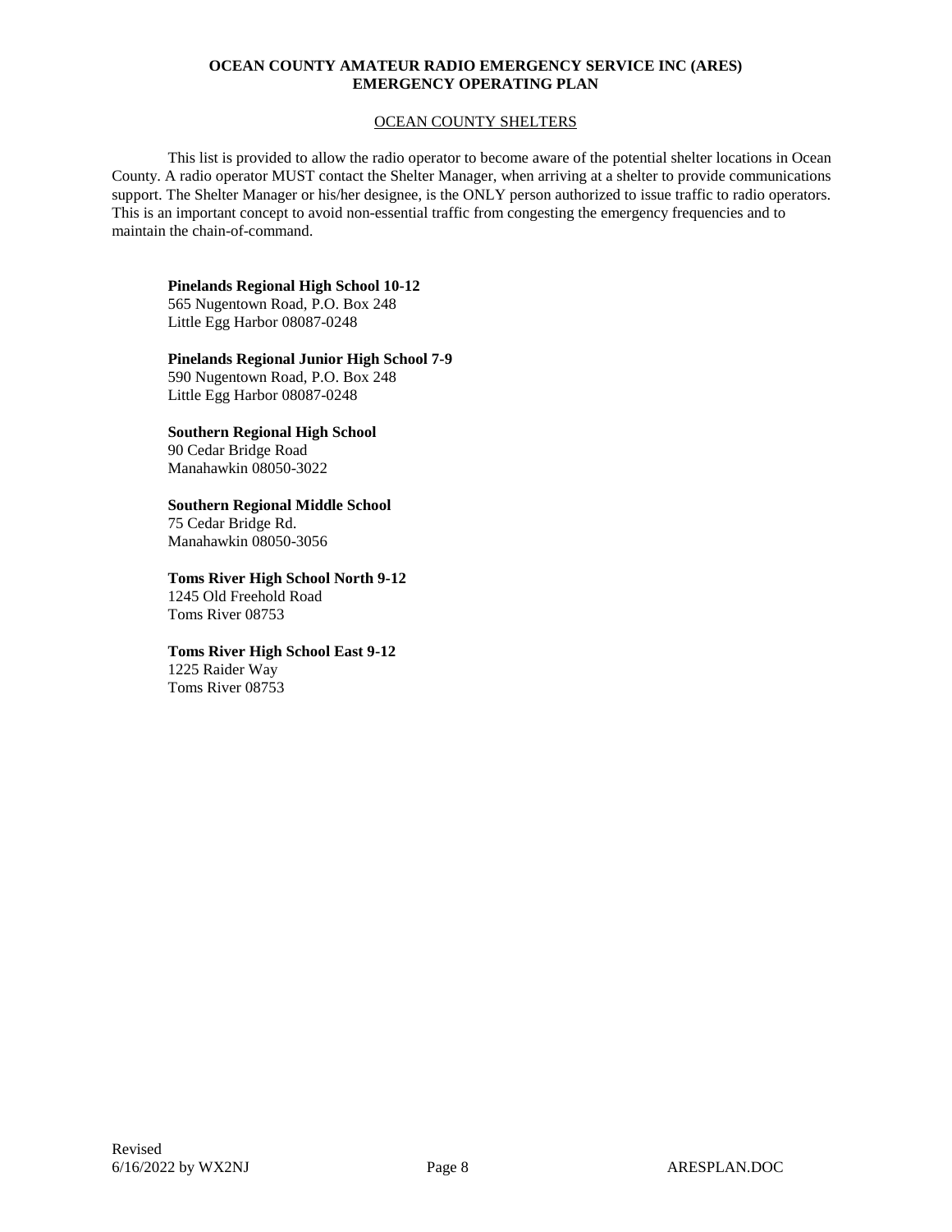## OCEAN COUNTY SHELTERS

This list is provided to allow the radio operator to become aware of the potential shelter locations in Ocean County. A radio operator MUST contact the Shelter Manager, when arriving at a shelter to provide communications support. The Shelter Manager or his/her designee, is the ONLY person authorized to issue traffic to radio operators. This is an important concept to avoid non-essential traffic from congesting the emergency frequencies and to maintain the chain-of-command.

**Pinelands Regional High School 10-12**
565 Nugentown Road, P.O. Box 248
Little Egg Harbor 08087-0248

**Pinelands Regional Junior High School 7-9**
590 Nugentown Road, P.O. Box 248
Little Egg Harbor 08087-0248

**Southern Regional High School**
90 Cedar Bridge Road
Manahawkin 08050-3022

**Southern Regional Middle School**
75 Cedar Bridge Rd.
Manahawkin 08050-3056

**Toms River High School North 9-12**
1245 Old Freehold Road
Toms River 08753

**Toms River High School East 9-12**
1225 Raider Way
Toms River 08753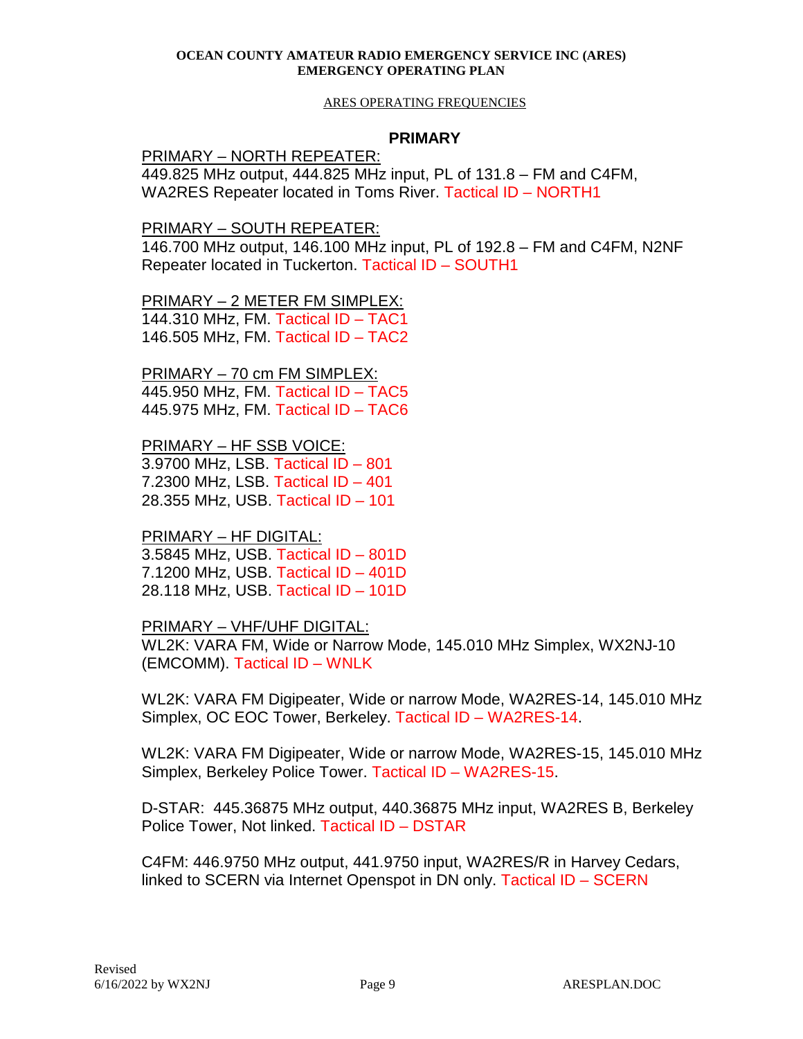**OCEAN COUNTY AMATEUR RADIO EMERGENCY SERVICE INC (ARES)**
**EMERGENCY OPERATING PLAN**

ARES OPERATING FREQUENCIES

## PRIMARY

PRIMARY – NORTH REPEATER:
449.825 MHz output, 444.825 MHz input, PL of 131.8 – FM and C4FM, WA2RES Repeater located in Toms River. Tactical ID – NORTH1

PRIMARY – SOUTH REPEATER:
146.700 MHz output, 146.100 MHz input, PL of 192.8 – FM and C4FM, N2NF Repeater located in Tuckerton. Tactical ID – SOUTH1

PRIMARY – 2 METER FM SIMPLEX:
144.310 MHz, FM. Tactical ID – TAC1
146.505 MHz, FM. Tactical ID – TAC2

PRIMARY – 70 cm FM SIMPLEX:
445.950 MHz, FM. Tactical ID – TAC5
445.975 MHz, FM. Tactical ID – TAC6

PRIMARY – HF SSB VOICE:
3.9700 MHz, LSB. Tactical ID – 801
7.2300 MHz, LSB. Tactical ID – 401
28.355 MHz, USB. Tactical ID – 101

PRIMARY – HF DIGITAL:
3.5845 MHz, USB. Tactical ID – 801D
7.1200 MHz, USB. Tactical ID – 401D
28.118 MHz, USB. Tactical ID – 101D

PRIMARY – VHF/UHF DIGITAL:
WL2K: VARA FM, Wide or Narrow Mode, 145.010 MHz Simplex, WX2NJ-10 (EMCOMM). Tactical ID – WNLK

WL2K: VARA FM Digipeater, Wide or narrow Mode, WA2RES-14, 145.010 MHz Simplex, OC EOC Tower, Berkeley. Tactical ID – WA2RES-14.

WL2K: VARA FM Digipeater, Wide or narrow Mode, WA2RES-15, 145.010 MHz Simplex, Berkeley Police Tower. Tactical ID – WA2RES-15.

D-STAR: 445.36875 MHz output, 440.36875 MHz input, WA2RES B, Berkeley Police Tower, Not linked. Tactical ID – DSTAR

C4FM: 446.9750 MHz output, 441.9750 input, WA2RES/R in Harvey Cedars, linked to SCERN via Internet Openspot in DN only. Tactical ID – SCERN

Revised
6/16/2022 by WX2NJ

ARESPLAN.DOC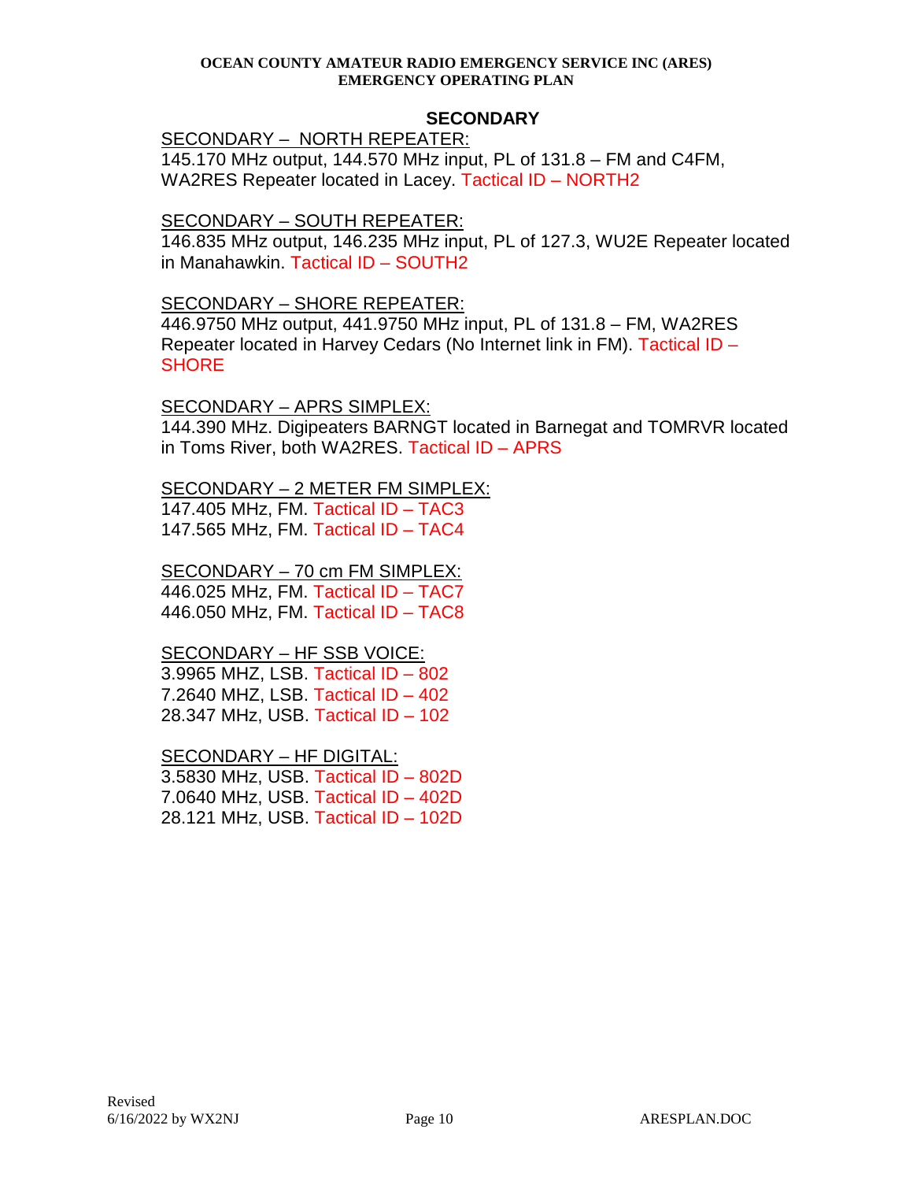## SECONDARY

SECONDARY – NORTH REPEATER:
145.170 MHz output, 144.570 MHz input, PL of 131.8 – FM and C4FM, WA2RES Repeater located in Lacey. Tactical ID – NORTH2

SECONDARY – SOUTH REPEATER:
146.835 MHz output, 146.235 MHz input, PL of 127.3, WU2E Repeater located in Manahawkin. Tactical ID – SOUTH2

SECONDARY – SHORE REPEATER:
446.9750 MHz output, 441.9750 MHz input, PL of 131.8 – FM, WA2RES Repeater located in Harvey Cedars (No Internet link in FM). Tactical ID – SHORE

SECONDARY – APRS SIMPLEX:
144.390 MHz. Digipeaters BARNGT located in Barnegat and TOMRVR located in Toms River, both WA2RES. Tactical ID – APRS

SECONDARY – 2 METER FM SIMPLEX:
147.405 MHz, FM. Tactical ID – TAC3
147.565 MHz, FM. Tactical ID – TAC4

SECONDARY – 70 cm FM SIMPLEX:
446.025 MHz, FM. Tactical ID – TAC7
446.050 MHz, FM. Tactical ID – TAC8

SECONDARY – HF SSB VOICE:
3.9965 MHZ, LSB. Tactical ID – 802
7.2640 MHZ, LSB. Tactical ID – 402
28.347 MHz, USB. Tactical ID – 102

SECONDARY – HF DIGITAL:
3.5830 MHz, USB. Tactical ID – 802D
7.0640 MHz, USB. Tactical ID – 402D
28.121 MHz, USB. Tactical ID – 102D